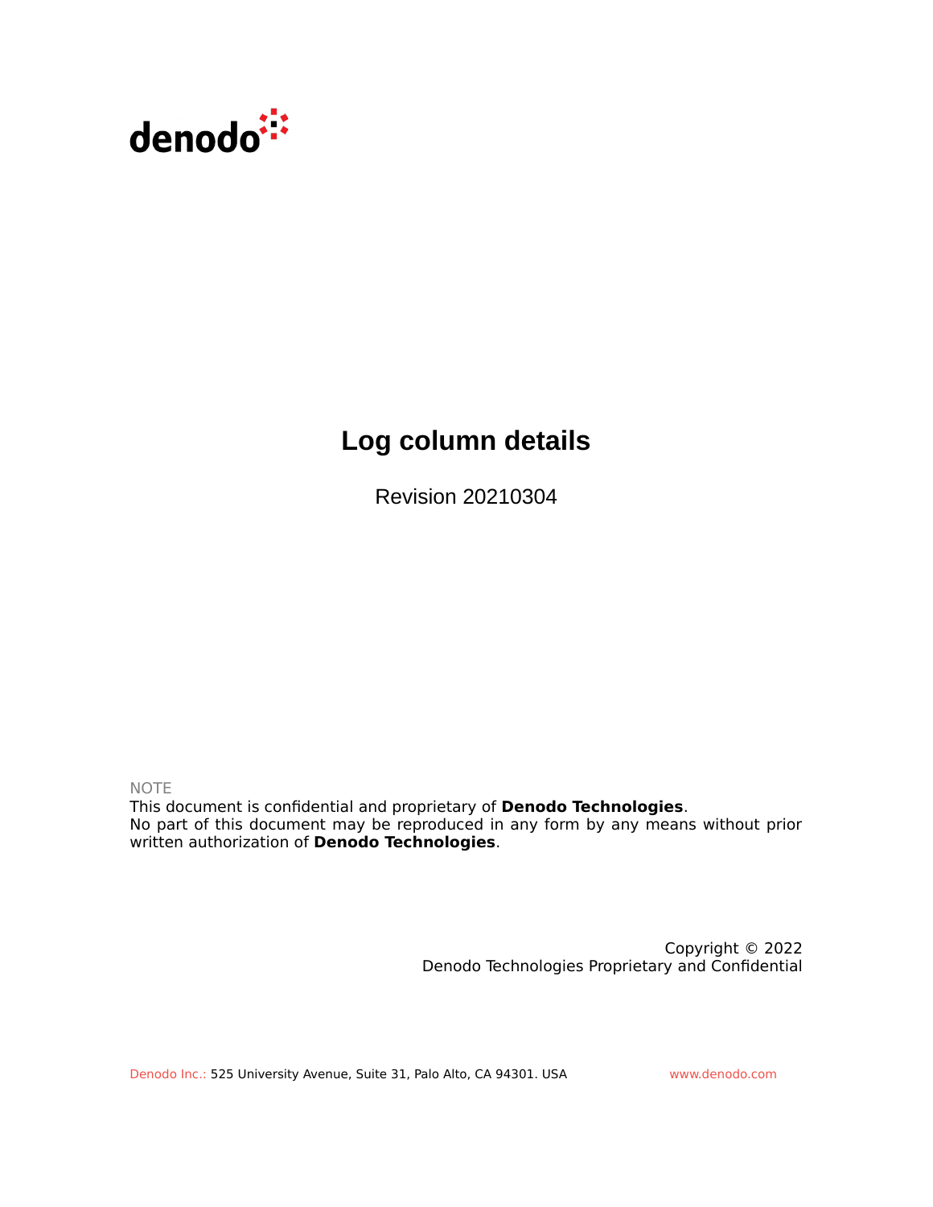denodo

# Log column details

Revision 20210304

NOTE
This document is confidential and proprietary of **Denodo Technologies**.
No part of this document may be reproduced in any form by any means without prior written authorization of **Denodo Technologies**.

Copyright © 2022
Denodo Technologies Proprietary and Confidential

Denodo Inc.: 525 University Avenue, Suite 31, Palo Alto, CA 94301. USA www.denodo.com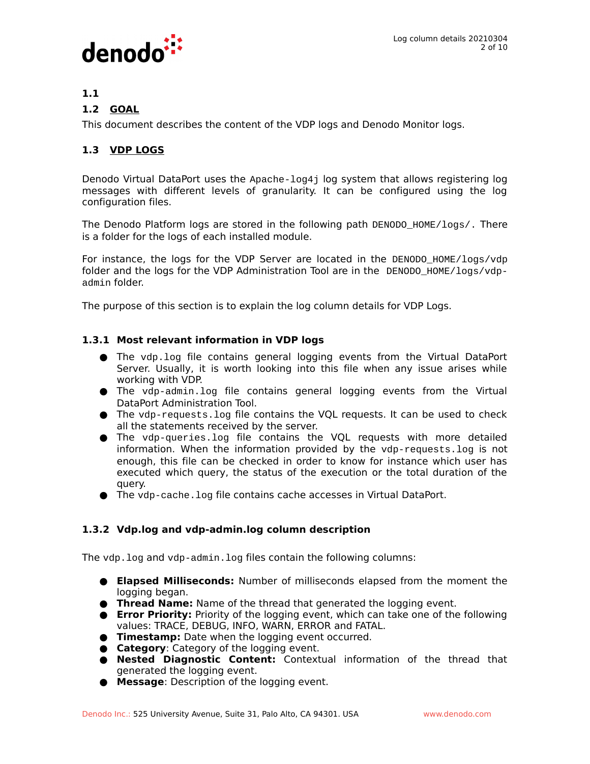## 1.1

## 1.2 GOAL

This document describes the content of the VDP logs and Denodo Monitor logs.

## 1.3 VDP LOGS

Denodo Virtual DataPort uses the `Apache-log4j` log system that allows registering log messages with different levels of granularity. It can be configured using the log configuration files.

The Denodo Platform logs are stored in the following path `DENODO_HOME/logs/`. There is a folder for the logs of each installed module.

For instance, the logs for the VDP Server are located in the `DENODO_HOME/logs/vdp` folder and the logs for the VDP Administration Tool are in the `DENODO_HOME/logs/vdp-admin` folder.

The purpose of this section is to explain the log column details for VDP Logs.

### 1.3.1 Most relevant information in VDP logs

- The `vdp.log` file contains general logging events from the Virtual DataPort Server. Usually, it is worth looking into this file when any issue arises while working with VDP.
- The `vdp-admin.log` file contains general logging events from the Virtual DataPort Administration Tool.
- The `vdp-requests.log` file contains the VQL requests. It can be used to check all the statements received by the server.
- The `vdp-queries.log` file contains the VQL requests with more detailed information. When the information provided by the `vdp-requests.log` is not enough, this file can be checked in order to know for instance which user has executed which query, the status of the execution or the total duration of the query.
- The `vdp-cache.log` file contains cache accesses in Virtual DataPort.

### 1.3.2 Vdp.log and vdp-admin.log column description

The `vdp.log` and `vdp-admin.log` files contain the following columns:

- **Elapsed Milliseconds:** Number of milliseconds elapsed from the moment the logging began.
- **Thread Name:** Name of the thread that generated the logging event.
- **Error Priority:** Priority of the logging event, which can take one of the following values: TRACE, DEBUG, INFO, WARN, ERROR and FATAL.
- **Timestamp:** Date when the logging event occurred.
- **Category**: Category of the logging event.
- **Nested Diagnostic Content:** Contextual information of the thread that generated the logging event.
- **Message**: Description of the logging event.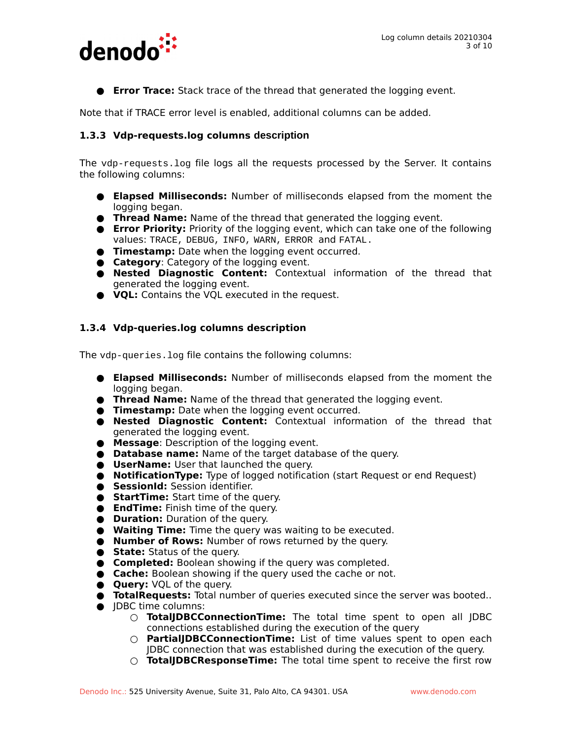- **Error Trace:** Stack trace of the thread that generated the logging event.

Note that if TRACE error level is enabled, additional columns can be added.

### 1.3.3 Vdp-requests.log columns description

The `vdp-requests.log` file logs all the requests processed by the Server. It contains the following columns:

- **Elapsed Milliseconds:** Number of milliseconds elapsed from the moment the logging began.
- **Thread Name:** Name of the thread that generated the logging event.
- **Error Priority:** Priority of the logging event, which can take one of the following values: `TRACE`, `DEBUG`, `INFO`, `WARN`, `ERROR` and `FATAL`.
- **Timestamp:** Date when the logging event occurred.
- **Category**: Category of the logging event.
- **Nested Diagnostic Content:** Contextual information of the thread that generated the logging event.
- **VQL:** Contains the VQL executed in the request.

### 1.3.4 Vdp-queries.log columns description

The `vdp-queries.log` file contains the following columns:

- **Elapsed Milliseconds:** Number of milliseconds elapsed from the moment the logging began.
- **Thread Name:** Name of the thread that generated the logging event.
- **Timestamp:** Date when the logging event occurred.
- **Nested Diagnostic Content:** Contextual information of the thread that generated the logging event.
- **Message**: Description of the logging event.
- **Database name:** Name of the target database of the query.
- **UserName:** User that launched the query.
- **NotificationType:** Type of logged notification (start Request or end Request)
- **SessionId:** Session identifier.
- **StartTime:** Start time of the query.
- **EndTime:** Finish time of the query.
- **Duration:** Duration of the query.
- **Waiting Time:** Time the query was waiting to be executed.
- **Number of Rows:** Number of rows returned by the query.
- **State:** Status of the query.
- **Completed:** Boolean showing if the query was completed.
- **Cache:** Boolean showing if the query used the cache or not.
- **Query:** VQL of the query.
- **TotalRequests:** Total number of queries executed since the server was booted..
- JDBC time columns:
  - **TotalJDBCConnectionTime:** The total time spent to open all JDBC connections established during the execution of the query
  - **PartialJDBCConnectionTime:** List of time values spent to open each JDBC connection that was established during the execution of the query.
  - **TotalJDBCResponseTime:** The total time spent to receive the first row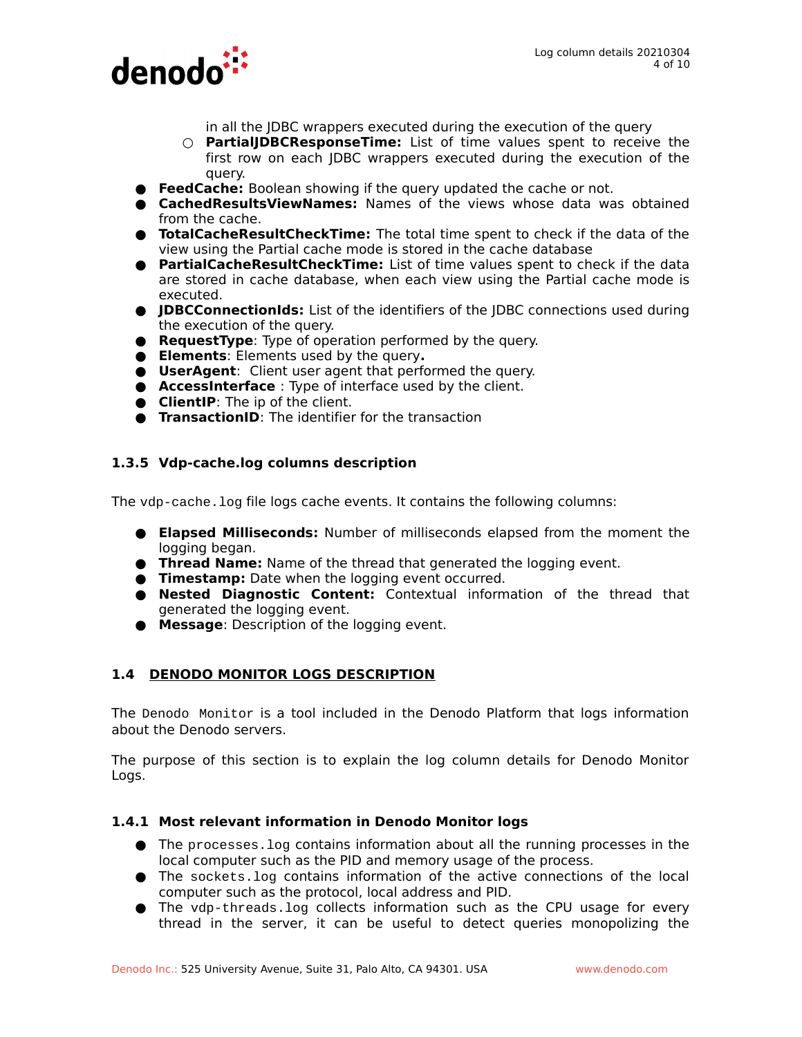in all the JDBC wrappers executed during the execution of the query
  - **PartialJDBCResponseTime:** List of time values spent to receive the first row on each JDBC wrappers executed during the execution of the query.
- **FeedCache:** Boolean showing if the query updated the cache or not.
- **CachedResultsViewNames:** Names of the views whose data was obtained from the cache.
- **TotalCacheResultCheckTime:** The total time spent to check if the data of the view using the Partial cache mode is stored in the cache database
- **PartialCacheResultCheckTime:** List of time values spent to check if the data are stored in cache database, when each view using the Partial cache mode is executed.
- **JDBCConnectionIds:** List of the identifiers of the JDBC connections used during the execution of the query.
- **RequestType**: Type of operation performed by the query.
- **Elements**: Elements used by the query**.**
- **UserAgent**: Client user agent that performed the query.
- **AccessInterface** : Type of interface used by the client.
- **ClientIP**: The ip of the client.
- **TransactionID**: The identifier for the transaction

### 1.3.5 Vdp-cache.log columns description

The `vdp-cache.log` file logs cache events. It contains the following columns:

- **Elapsed Milliseconds:** Number of milliseconds elapsed from the moment the logging began.
- **Thread Name:** Name of the thread that generated the logging event.
- **Timestamp:** Date when the logging event occurred.
- **Nested Diagnostic Content:** Contextual information of the thread that generated the logging event.
- **Message**: Description of the logging event.

## 1.4 DENODO MONITOR LOGS DESCRIPTION

The `Denodo Monitor` is a tool included in the Denodo Platform that logs information about the Denodo servers.

The purpose of this section is to explain the log column details for Denodo Monitor Logs.

### 1.4.1 Most relevant information in Denodo Monitor logs

- The `processes.log` contains information about all the running processes in the local computer such as the PID and memory usage of the process.
- The `sockets.log` contains information of the active connections of the local computer such as the protocol, local address and PID.
- The `vdp-threads.log` collects information such as the CPU usage for every thread in the server, it can be useful to detect queries monopolizing the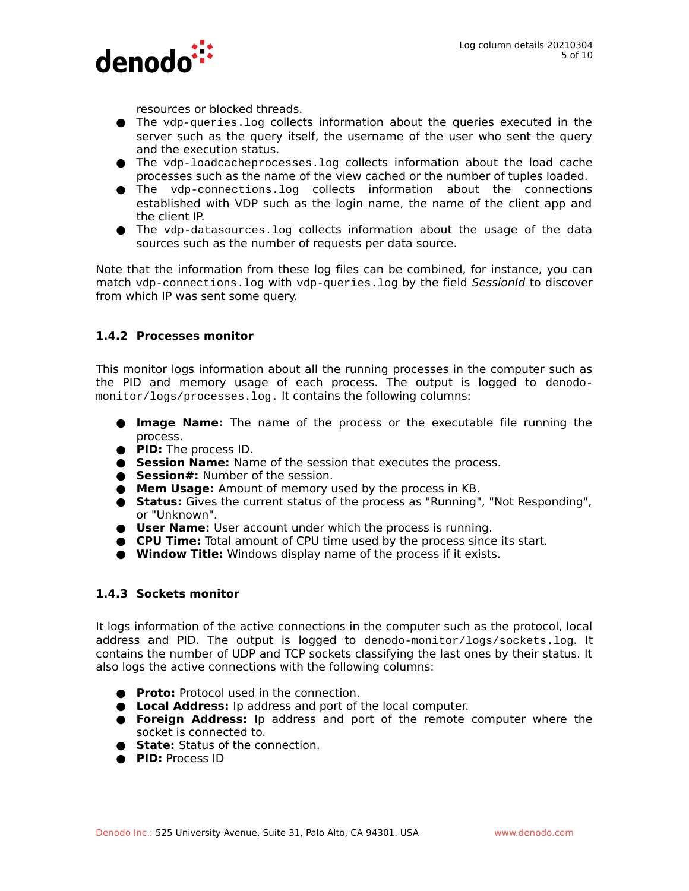resources or blocked threads.

- The `vdp-queries.log` collects information about the queries executed in the server such as the query itself, the username of the user who sent the query and the execution status.
- The `vdp-loadcacheprocesses.log` collects information about the load cache processes such as the name of the view cached or the number of tuples loaded.
- The `vdp-connections.log` collects information about the connections established with VDP such as the login name, the name of the client app and the client IP.
- The `vdp-datasources.log` collects information about the usage of the data sources such as the number of requests per data source.

Note that the information from these log files can be combined, for instance, you can match `vdp-connections.log` with `vdp-queries.log` by the field *SessionId* to discover from which IP was sent some query.

### 1.4.2 Processes monitor

This monitor logs information about all the running processes in the computer such as the PID and memory usage of each process. The output is logged to `denodo-monitor/logs/processes.log`. It contains the following columns:

- **Image Name:** The name of the process or the executable file running the process.
- **PID:** The process ID.
- **Session Name:** Name of the session that executes the process.
- **Session#:** Number of the session.
- **Mem Usage:** Amount of memory used by the process in KB.
- **Status:** Gives the current status of the process as "Running", "Not Responding", or "Unknown".
- **User Name:** User account under which the process is running.
- **CPU Time:** Total amount of CPU time used by the process since its start.
- **Window Title:** Windows display name of the process if it exists.

### 1.4.3 Sockets monitor

It logs information of the active connections in the computer such as the protocol, local address and PID. The output is logged to `denodo-monitor/logs/sockets.log`. It contains the number of UDP and TCP sockets classifying the last ones by their status. It also logs the active connections with the following columns:

- **Proto:** Protocol used in the connection.
- **Local Address:** Ip address and port of the local computer.
- **Foreign Address:** Ip address and port of the remote computer where the socket is connected to.
- **State:** Status of the connection.
- **PID:** Process ID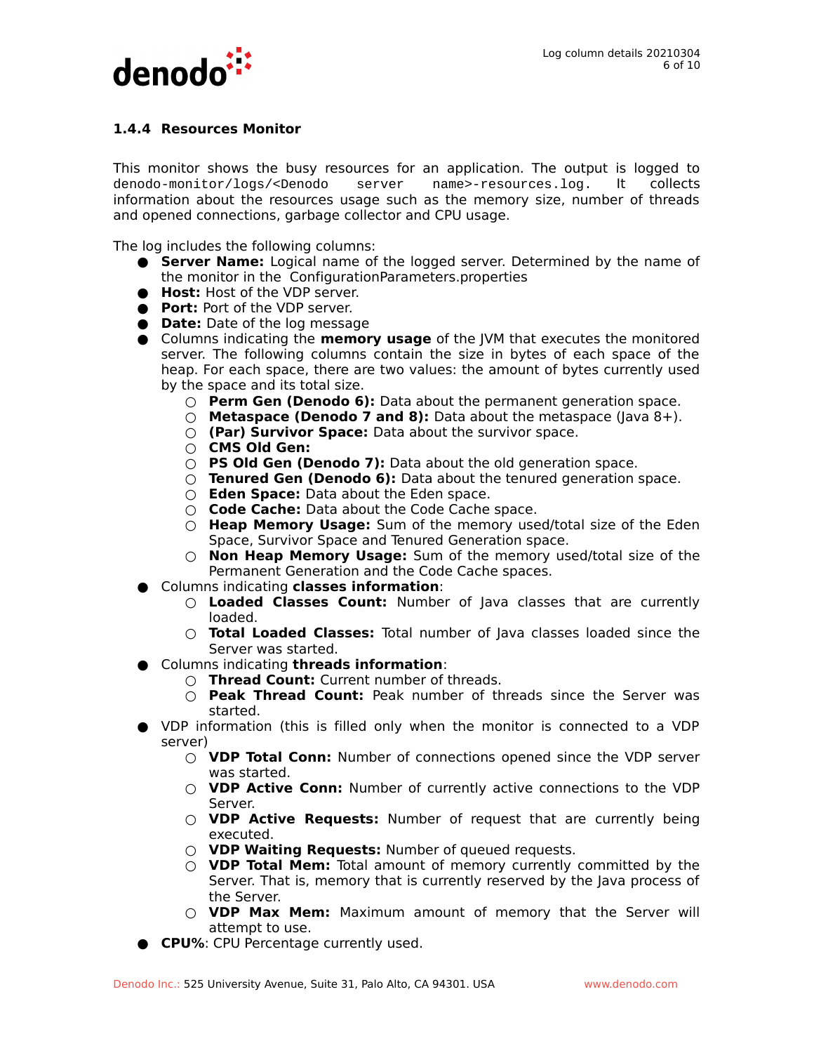### 1.4.4 Resources Monitor

This monitor shows the busy resources for an application. The output is logged to `denodo-monitor/logs/<Denodo server name>-resources.log`. It collects information about the resources usage such as the memory size, number of threads and opened connections, garbage collector and CPU usage.

The log includes the following columns:

- **Server Name:** Logical name of the logged server. Determined by the name of the monitor in the ConfigurationParameters.properties
- **Host:** Host of the VDP server.
- **Port:** Port of the VDP server.
- **Date:** Date of the log message
- Columns indicating the **memory usage** of the JVM that executes the monitored server. The following columns contain the size in bytes of each space of the heap. For each space, there are two values: the amount of bytes currently used by the space and its total size.
    - **Perm Gen (Denodo 6):** Data about the permanent generation space.
    - **Metaspace (Denodo 7 and 8):** Data about the metaspace (Java 8+).
    - **(Par) Survivor Space:** Data about the survivor space.
    - **CMS Old Gen:**
    - **PS Old Gen (Denodo 7):** Data about the old generation space.
    - **Tenured Gen (Denodo 6):** Data about the tenured generation space.
    - **Eden Space:** Data about the Eden space.
    - **Code Cache:** Data about the Code Cache space.
    - **Heap Memory Usage:** Sum of the memory used/total size of the Eden Space, Survivor Space and Tenured Generation space.
    - **Non Heap Memory Usage:** Sum of the memory used/total size of the Permanent Generation and the Code Cache spaces.
- Columns indicating **classes information**:
    - **Loaded Classes Count:** Number of Java classes that are currently loaded.
    - **Total Loaded Classes:** Total number of Java classes loaded since the Server was started.
- Columns indicating **threads information**:
    - **Thread Count:** Current number of threads.
    - **Peak Thread Count:** Peak number of threads since the Server was started.
- VDP information (this is filled only when the monitor is connected to a VDP server)
    - **VDP Total Conn:** Number of connections opened since the VDP server was started.
    - **VDP Active Conn:** Number of currently active connections to the VDP Server.
    - **VDP Active Requests:** Number of request that are currently being executed.
    - **VDP Waiting Requests:** Number of queued requests.
    - **VDP Total Mem:** Total amount of memory currently committed by the Server. That is, memory that is currently reserved by the Java process of the Server.
    - **VDP Max Mem:** Maximum amount of memory that the Server will attempt to use.
- **CPU%**: CPU Percentage currently used.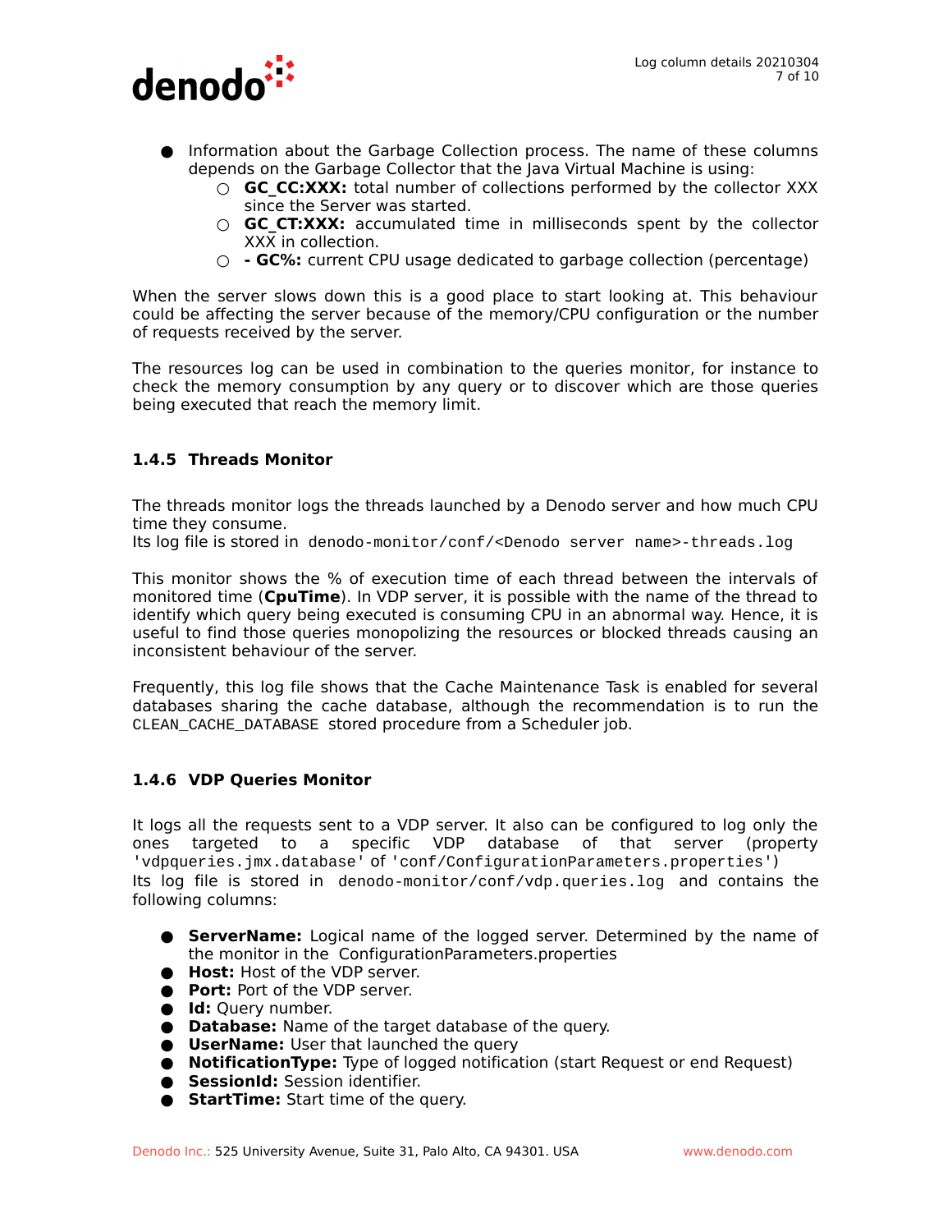- Information about the Garbage Collection process. The name of these columns depends on the Garbage Collector that the Java Virtual Machine is using:
  - **GC_CC:XXX:** total number of collections performed by the collector XXX since the Server was started.
  - **GC_CT:XXX:** accumulated time in milliseconds spent by the collector XXX in collection.
  - **- GC%:** current CPU usage dedicated to garbage collection (percentage)

When the server slows down this is a good place to start looking at. This behaviour could be affecting the server because of the memory/CPU configuration or the number of requests received by the server.

The resources log can be used in combination to the queries monitor, for instance to check the memory consumption by any query or to discover which are those queries being executed that reach the memory limit.

### 1.4.5 Threads Monitor

The threads monitor logs the threads launched by a Denodo server and how much CPU time they consume.
Its log file is stored in `denodo-monitor/conf/<Denodo server name>-threads.log`

This monitor shows the % of execution time of each thread between the intervals of monitored time (**CpuTime**). In VDP server, it is possible with the name of the thread to identify which query being executed is consuming CPU in an abnormal way. Hence, it is useful to find those queries monopolizing the resources or blocked threads causing an inconsistent behaviour of the server.

Frequently, this log file shows that the Cache Maintenance Task is enabled for several databases sharing the cache database, although the recommendation is to run the `CLEAN_CACHE_DATABASE` stored procedure from a Scheduler job.

### 1.4.6 VDP Queries Monitor

It logs all the requests sent to a VDP server. It also can be configured to log only the ones targeted to a specific VDP database of that server (property `'vdpqueries.jmx.database'` of `'conf/ConfigurationParameters.properties'`)
Its log file is stored in `denodo-monitor/conf/vdp.queries.log` and contains the following columns:

- **ServerName:** Logical name of the logged server. Determined by the name of the monitor in the ConfigurationParameters.properties
- **Host:** Host of the VDP server.
- **Port:** Port of the VDP server.
- **Id:** Query number.
- **Database:** Name of the target database of the query.
- **UserName:** User that launched the query
- **NotificationType:** Type of logged notification (start Request or end Request)
- **SessionId:** Session identifier.
- **StartTime:** Start time of the query.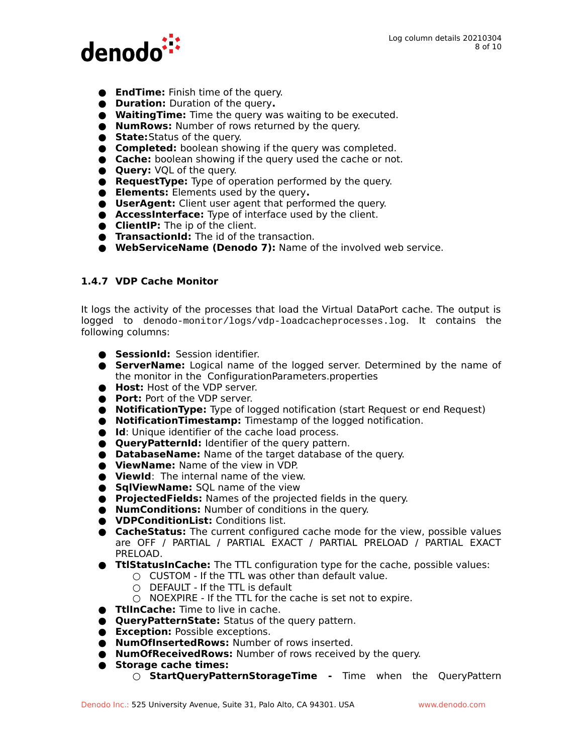- **EndTime:** Finish time of the query.
- **Duration:** Duration of the query**.**
- **WaitingTime:** Time the query was waiting to be executed.
- **NumRows:** Number of rows returned by the query.
- **State:** Status of the query.
- **Completed:** boolean showing if the query was completed.
- **Cache:** boolean showing if the query used the cache or not.
- **Query:** VQL of the query.
- **RequestType:** Type of operation performed by the query.
- **Elements:** Elements used by the query**.**
- **UserAgent:** Client user agent that performed the query.
- **AccessInterface:** Type of interface used by the client.
- **ClientIP:** The ip of the client.
- **TransactionId:** The id of the transaction.
- **WebServiceName (Denodo 7):** Name of the involved web service.

### 1.4.7 VDP Cache Monitor

It logs the activity of the processes that load the Virtual DataPort cache. The output is logged to `denodo-monitor/logs/vdp-loadcacheprocesses.log`. It contains the following columns:

- **SessionId:** Session identifier.
- **ServerName:** Logical name of the logged server. Determined by the name of the monitor in the ConfigurationParameters.properties
- **Host:** Host of the VDP server.
- **Port:** Port of the VDP server.
- **NotificationType:** Type of logged notification (start Request or end Request)
- **NotificationTimestamp:** Timestamp of the logged notification.
- **Id**: Unique identifier of the cache load process.
- **QueryPatternId:** Identifier of the query pattern.
- **DatabaseName:** Name of the target database of the query.
- **ViewName:** Name of the view in VDP.
- **ViewId**: The internal name of the view.
- **SqlViewName:** SQL name of the view
- **ProjectedFields:** Names of the projected fields in the query.
- **NumConditions:** Number of conditions in the query.
- **VDPConditionList:** Conditions list.
- **CacheStatus:** The current configured cache mode for the view, possible values are OFF / PARTIAL / PARTIAL EXACT / PARTIAL PRELOAD / PARTIAL EXACT PRELOAD.
- **TtlStatusInCache:** The TTL configuration type for the cache, possible values:
  - CUSTOM - If the TTL was other than default value.
  - DEFAULT - If the TTL is default
  - NOEXPIRE - If the TTL for the cache is set not to expire.
- **TtlInCache:** Time to live in cache.
- **QueryPatternState:** Status of the query pattern.
- **Exception:** Possible exceptions.
- **NumOfInsertedRows:** Number of rows inserted.
- **NumOfReceivedRows:** Number of rows received by the query.
- **Storage cache times:**
  - **StartQueryPatternStorageTime -** Time when the QueryPattern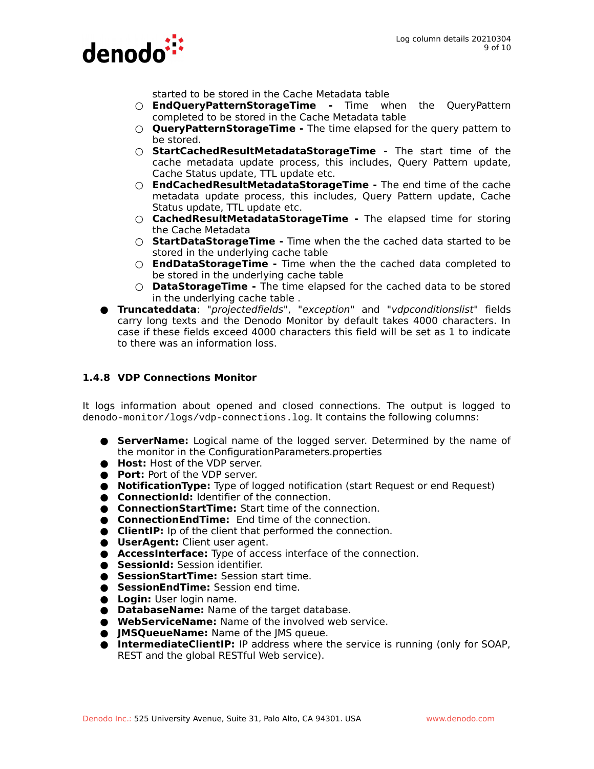started to be stored in the Cache Metadata table

    - **EndQueryPatternStorageTime -** Time when the QueryPattern completed to be stored in the Cache Metadata table
    - **QueryPatternStorageTime -** The time elapsed for the query pattern to be stored.
    - **StartCachedResultMetadataStorageTime -** The start time of the cache metadata update process, this includes, Query Pattern update, Cache Status update, TTL update etc.
    - **EndCachedResultMetadataStorageTime -** The end time of the cache metadata update process, this includes, Query Pattern update, Cache Status update, TTL update etc.
    - **CachedResultMetadataStorageTime -** The elapsed time for storing the Cache Metadata
    - **StartDataStorageTime -** Time when the the cached data started to be stored in the underlying cache table
    - **EndDataStorageTime -** Time when the the cached data completed to be stored in the underlying cache table
    - **DataStorageTime -** The time elapsed for the cached data to be stored in the underlying cache table .
- **Truncateddata**: "*projectedfields*", "*exception*" and "*vdpconditionslist*" fields carry long texts and the Denodo Monitor by default takes 4000 characters. In case if these fields exceed 4000 characters this field will be set as 1 to indicate to there was an information loss.

### 1.4.8 VDP Connections Monitor

It logs information about opened and closed connections. The output is logged to `denodo-monitor/logs/vdp-connections.log`. It contains the following columns:

- **ServerName:** Logical name of the logged server. Determined by the name of the monitor in the ConfigurationParameters.properties
- **Host:** Host of the VDP server.
- **Port:** Port of the VDP server.
- **NotificationType:** Type of logged notification (start Request or end Request)
- **ConnectionId:** Identifier of the connection.
- **ConnectionStartTime:** Start time of the connection.
- **ConnectionEndTime:** End time of the connection.
- **ClientIP:** Ip of the client that performed the connection.
- **UserAgent:** Client user agent.
- **AccessInterface:** Type of access interface of the connection.
- **SessionId:** Session identifier.
- **SessionStartTime:** Session start time.
- **SessionEndTime:** Session end time.
- **Login:** User login name.
- **DatabaseName:** Name of the target database.
- **WebServiceName:** Name of the involved web service.
- **JMSQueueName:** Name of the JMS queue.
- **IntermediateClientIP:** IP address where the service is running (only for SOAP, REST and the global RESTful Web service).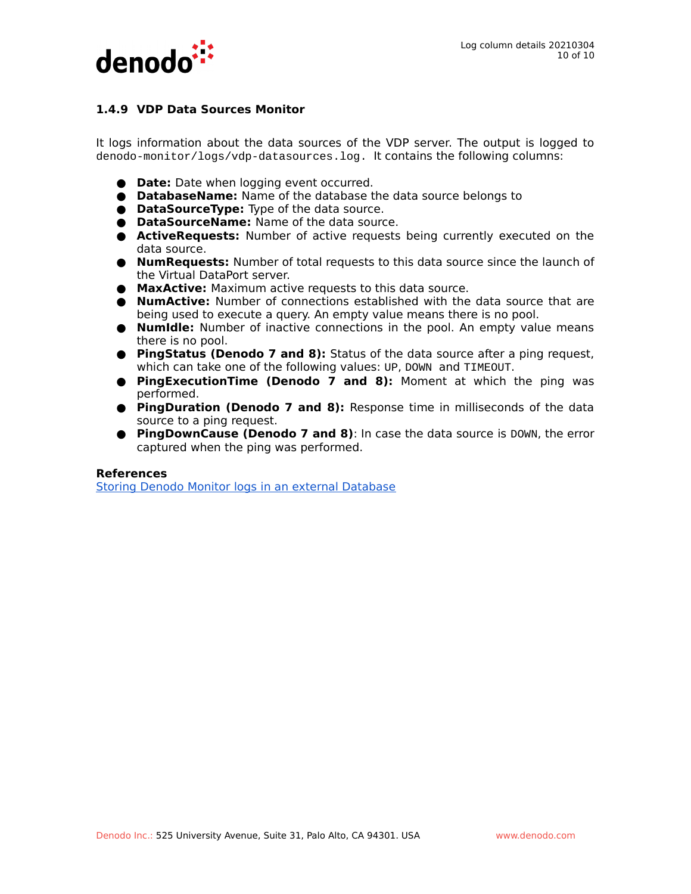### 1.4.9 VDP Data Sources Monitor

It logs information about the data sources of the VDP server. The output is logged to `denodo-monitor/logs/vdp-datasources.log`. It contains the following columns:

- **Date:** Date when logging event occurred.
- **DatabaseName:** Name of the database the data source belongs to
- **DataSourceType:** Type of the data source.
- **DataSourceName:** Name of the data source.
- **ActiveRequests:** Number of active requests being currently executed on the data source.
- **NumRequests:** Number of total requests to this data source since the launch of the Virtual DataPort server.
- **MaxActive:** Maximum active requests to this data source.
- **NumActive:** Number of connections established with the data source that are being used to execute a query. An empty value means there is no pool.
- **NumIdle:** Number of inactive connections in the pool. An empty value means there is no pool.
- **PingStatus (Denodo 7 and 8):** Status of the data source after a ping request, which can take one of the following values: `UP`, `DOWN` and `TIMEOUT`.
- **PingExecutionTime (Denodo 7 and 8):** Moment at which the ping was performed.
- **PingDuration (Denodo 7 and 8):** Response time in milliseconds of the data source to a ping request.
- **PingDownCause (Denodo 7 and 8)**: In case the data source is `DOWN`, the error captured when the ping was performed.

**References**

Storing Denodo Monitor logs in an external Database